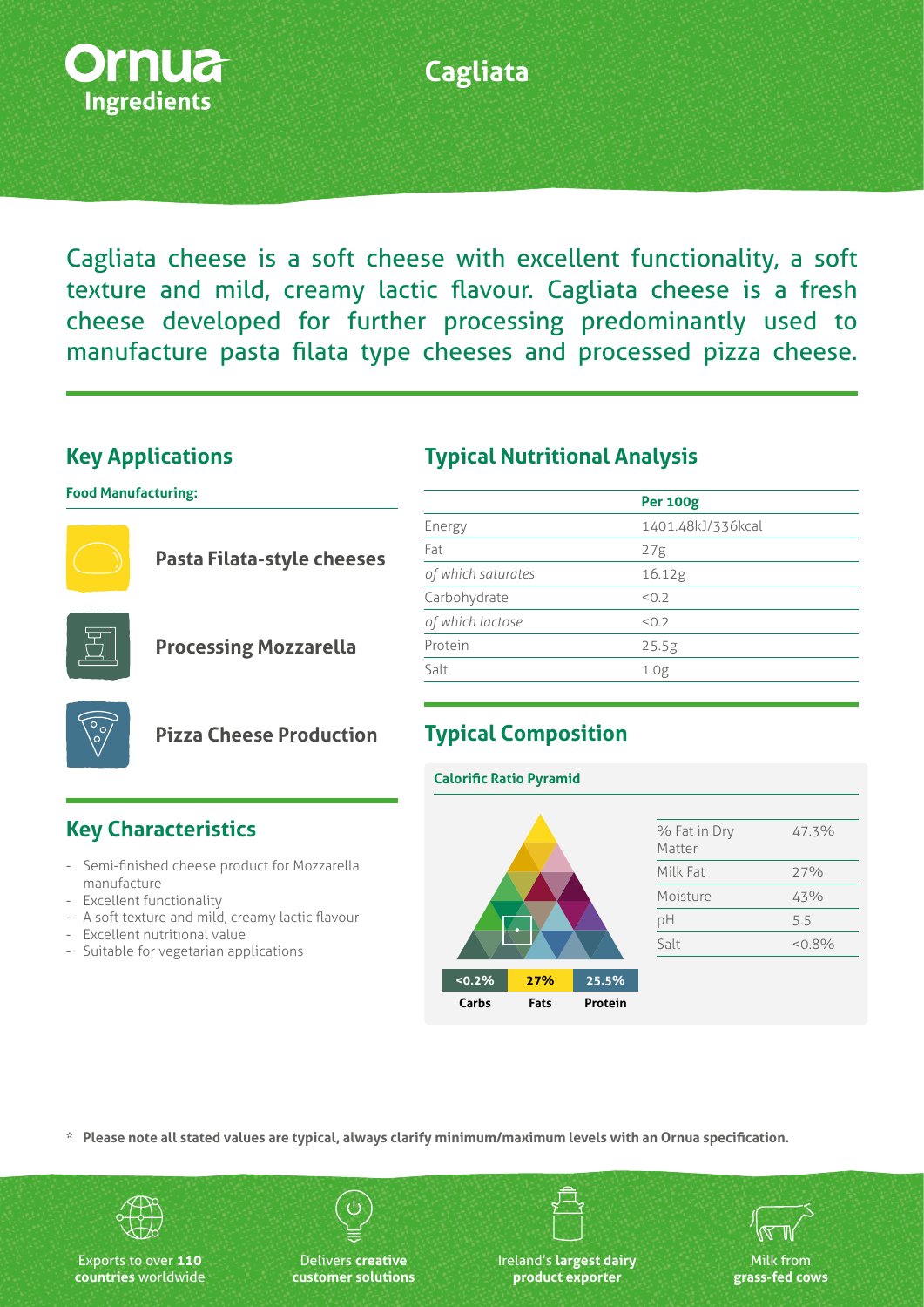Ornua Ingredients

# Cagliata

Cagliata cheese is a soft cheese with excellent functionality, a soft texture and mild, creamy lactic flavour. Cagliata cheese is a fresh cheese developed for further processing predominantly used to manufacture pasta filata type cheeses and processed pizza cheese.

## Key Applications

**Food Manufacturing:**

- **Pasta Filata-style cheeses**
- **Processing Mozzarella**
- **Pizza Cheese Production**

## Key Characteristics

- Semi-finished cheese product for Mozzarella manufacture
- Excellent functionality
- A soft texture and mild, creamy lactic flavour
- Excellent nutritional value
- Suitable for vegetarian applications

## Typical Nutritional Analysis

| | **Per 100g** |
|---|---|
| Energy | 1401.48kJ/336kcal |
| Fat | 27g |
| *of which saturates* | 16.12g |
| Carbohydrate | <0.2 |
| *of which lactose* | <0.2 |
| Protein | 25.5g |
| Salt | 1.0g |

## Typical Composition

**Calorific Ratio Pyramid**

| <0.2% | 27% | 25.5% |
|---|---|---|
| Carbs | Fats | Protein |

| | |
|---|---|
| % Fat in Dry Matter | 47.3% |
| Milk Fat | 27% |
| Moisture | 43% |
| pH | 5.5 |
| Salt | <0.8% |

\* **Please note all stated values are typical, always clarify minimum/maximum levels with an Ornua specification.**

Exports to over **110 countries** worldwide

Delivers **creative customer solutions**

Ireland's **largest dairy product exporter**

Milk from **grass-fed cows**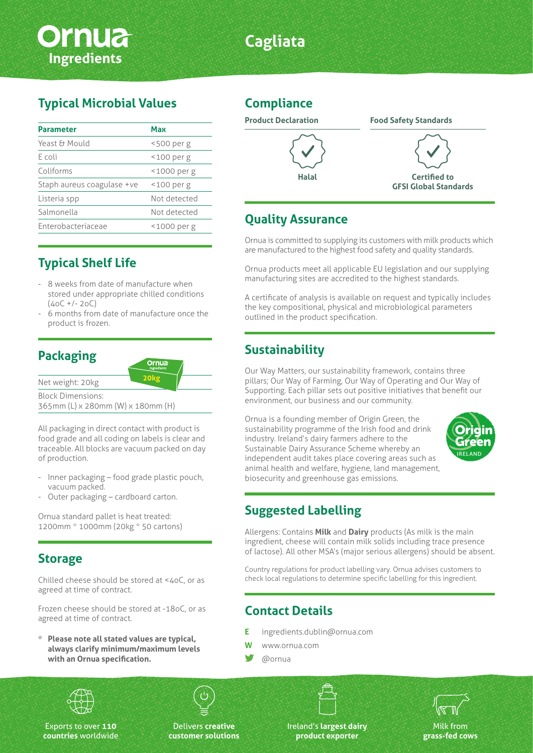# Cagliata

## Typical Microbial Values

| Parameter | Max |
|---|---|
| Yeast & Mould | <500 per g |
| E coli | <100 per g |
| Coliforms | <1000 per g |
| Staph aureus coagulase +ve | <100 per g |
| Listeria spp | Not detected |
| Salmonella | Not detected |
| Enterobacteriaceae | <1000 per g |

## Typical Shelf Life

- 8 weeks from date of manufacture when stored under appropriate chilled conditions (4oC +/- 2oC)
- 6 months from date of manufacture once the product is frozen.

## Packaging

Net weight: 20kg

Block Dimensions:
365mm (L) x 280mm (W) x 180mm (H)

All packaging in direct contact with product is food grade and all coding on labels is clear and traceable. All blocks are vacuum packed on day of production.

- Inner packaging – food grade plastic pouch, vacuum packed.
- Outer packaging – cardboard carton.

Ornua standard pallet is heat treated:
1200mm * 1000mm (20kg * 50 cartons)

## Storage

Chilled cheese should be stored at <4oC, or as agreed at time of contract.

Frozen cheese should be stored at -18oC, or as agreed at time of contract.

* **Please note all stated values are typical, always clarify minimum/maximum levels with an Ornua specification.**

## Compliance

**Product Declaration**

**Halal**

**Food Safety Standards**

**Certified to GFSI Global Standards**

## Quality Assurance

Ornua is committed to supplying its customers with milk products which are manufactured to the highest food safety and quality standards.

Ornua products meet all applicable EU legislation and our supplying manufacturing sites are accredited to the highest standards.

A certificate of analysis is available on request and typically includes the key compositional, physical and microbiological parameters outlined in the product specification.

## Sustainability

Our Way Matters, our sustainability framework, contains three pillars; Our Way of Farming, Our Way of Operating and Our Way of Supporting. Each pillar sets out positive initiatives that benefit our environment, our business and our community.

Ornua is a founding member of Origin Green, the sustainability programme of the Irish food and drink industry. Ireland's dairy farmers adhere to the Sustainable Dairy Assurance Scheme whereby an independent audit takes place covering areas such as animal health and welfare, hygiene, land management, biosecurity and greenhouse gas emissions.

## Suggested Labelling

Allergens: Contains **Milk** and **Dairy** products (As milk is the main ingredient, cheese will contain milk solids including trace presence of lactose). All other MSA's (major serious allergens) should be absent.

Country regulations for product labelling vary. Ornua advises customers to check local regulations to determine specific labelling for this ingredient.

## Contact Details

- **E** ingredients.dublin@ornua.com
- **W** www.ornua.com
- @ornua

Exports to over **110 countries** worldwide

Delivers **creative customer solutions**

Ireland's **largest dairy product exporter**

Milk from **grass-fed cows**